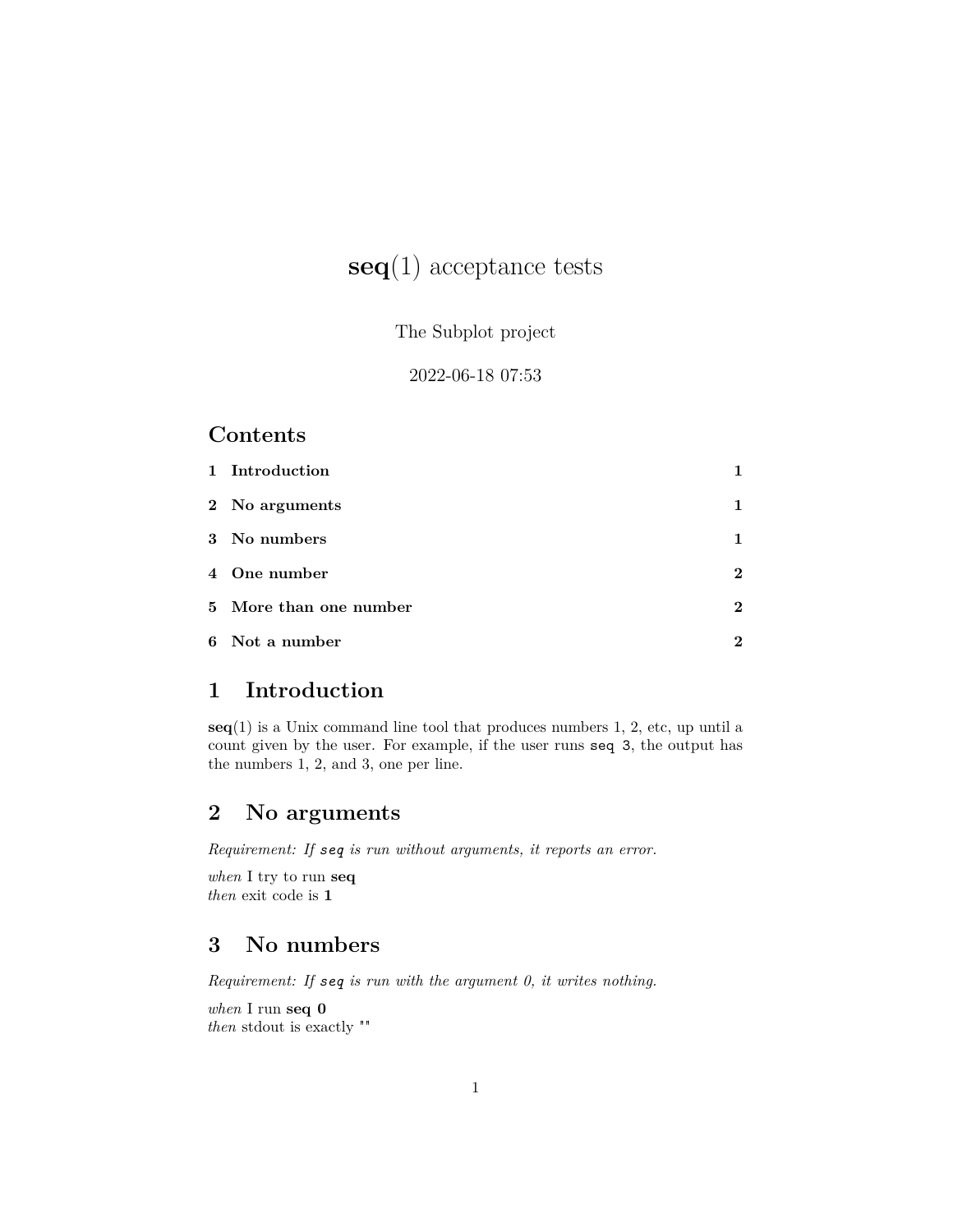# **seq**(1) acceptance tests

The Subplot project

2022-06-18 07:53

## Contents

**1 Introduction** **1**

**2 No arguments** **1**

**3 No numbers** **1**

**4 One number** **2**

**5 More than one number** **2**

**6 Not a number** **2**

## 1 Introduction

**seq**(1) is a Unix command line tool that produces numbers 1, 2, etc, up until a count given by the user. For example, if the user runs `seq 3`, the output has the numbers 1, 2, and 3, one per line.

## 2 No arguments

*Requirement: If `seq` is run without arguments, it reports an error.*

*when* I try to run **seq**
*then* exit code is **1**

## 3 No numbers

*Requirement: If `seq` is run with the argument 0, it writes nothing.*

*when* I run **seq 0**
*then* stdout is exactly `""`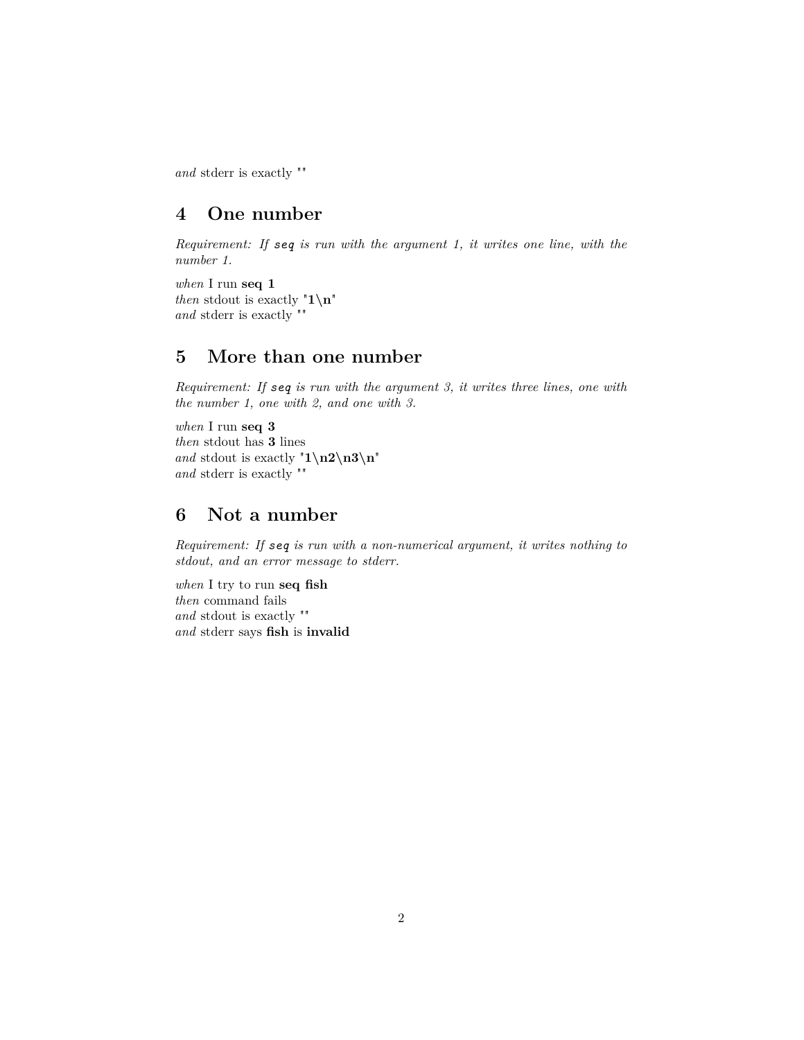*and* stderr is exactly ""

## 4 One number

*Requirement: If `seq` is run with the argument 1, it writes one line, with the number 1.*

*when* I run **seq 1**  
*then* stdout is exactly "**1\n**"  
*and* stderr is exactly ""

## 5 More than one number

*Requirement: If `seq` is run with the argument 3, it writes three lines, one with the number 1, one with 2, and one with 3.*

*when* I run **seq 3**  
*then* stdout has **3** lines  
*and* stdout is exactly "**1\n2\n3\n**"  
*and* stderr is exactly ""

## 6 Not a number

*Requirement: If `seq` is run with a non-numerical argument, it writes nothing to stdout, and an error message to stderr.*

*when* I try to run **seq fish**  
*then* command fails  
*and* stdout is exactly ""  
*and* stderr says **fish** is **invalid**